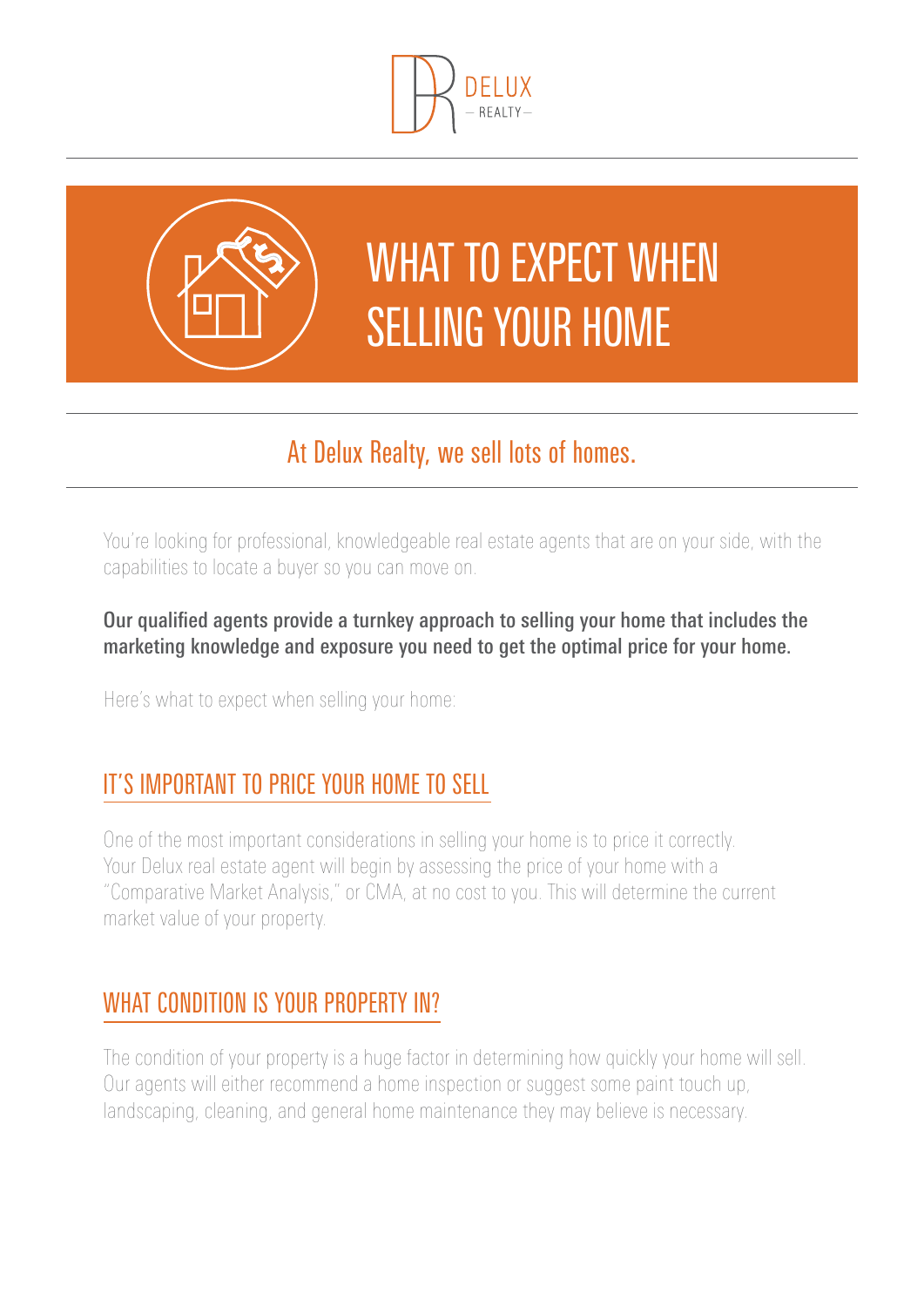DELUX
— REALTY —

# WHAT TO EXPECT WHEN SELLING YOUR HOME

## At Delux Realty, we sell lots of homes.

You're looking for professional, knowledgeable real estate agents that are on your side, with the capabilities to locate a buyer so you can move on.

**Our qualified agents provide a turnkey approach to selling your home that includes the marketing knowledge and exposure you need to get the optimal price for your home.**

Here's what to expect when selling your home:

### IT'S IMPORTANT TO PRICE YOUR HOME TO SELL

One of the most important considerations in selling your home is to price it correctly. Your Delux real estate agent will begin by assessing the price of your home with a "Comparative Market Analysis," or CMA, at no cost to you. This will determine the current market value of your property.

### WHAT CONDITION IS YOUR PROPERTY IN?

The condition of your property is a huge factor in determining how quickly your home will sell. Our agents will either recommend a home inspection or suggest some paint touch up, landscaping, cleaning, and general home maintenance they may believe is necessary.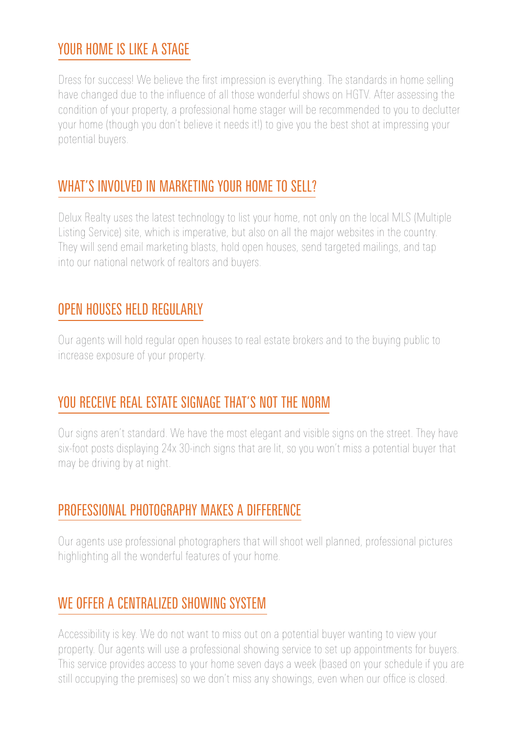## YOUR HOME IS LIKE A STAGE

Dress for success! We believe the first impression is everything. The standards in home selling have changed due to the influence of all those wonderful shows on HGTV. After assessing the condition of your property, a professional home stager will be recommended to you to declutter your home (though you don't believe it needs it!) to give you the best shot at impressing your potential buyers.

## WHAT'S INVOLVED IN MARKETING YOUR HOME TO SELL?

Delux Realty uses the latest technology to list your home, not only on the local MLS (Multiple Listing Service) site, which is imperative, but also on all the major websites in the country. They will send email marketing blasts, hold open houses, send targeted mailings, and tap into our national network of realtors and buyers.

## OPEN HOUSES HELD REGULARLY

Our agents will hold regular open houses to real estate brokers and to the buying public to increase exposure of your property.

## YOU RECEIVE REAL ESTATE SIGNAGE THAT'S NOT THE NORM

Our signs aren't standard. We have the most elegant and visible signs on the street. They have six-foot posts displaying 24x 30-inch signs that are lit, so you won't miss a potential buyer that may be driving by at night.

## PROFESSIONAL PHOTOGRAPHY MAKES A DIFFERENCE

Our agents use professional photographers that will shoot well planned, professional pictures highlighting all the wonderful features of your home.

## WE OFFER A CENTRALIZED SHOWING SYSTEM

Accessibility is key. We do not want to miss out on a potential buyer wanting to view your property. Our agents will use a professional showing service to set up appointments for buyers. This service provides access to your home seven days a week (based on your schedule if you are still occupying the premises) so we don't miss any showings, even when our office is closed.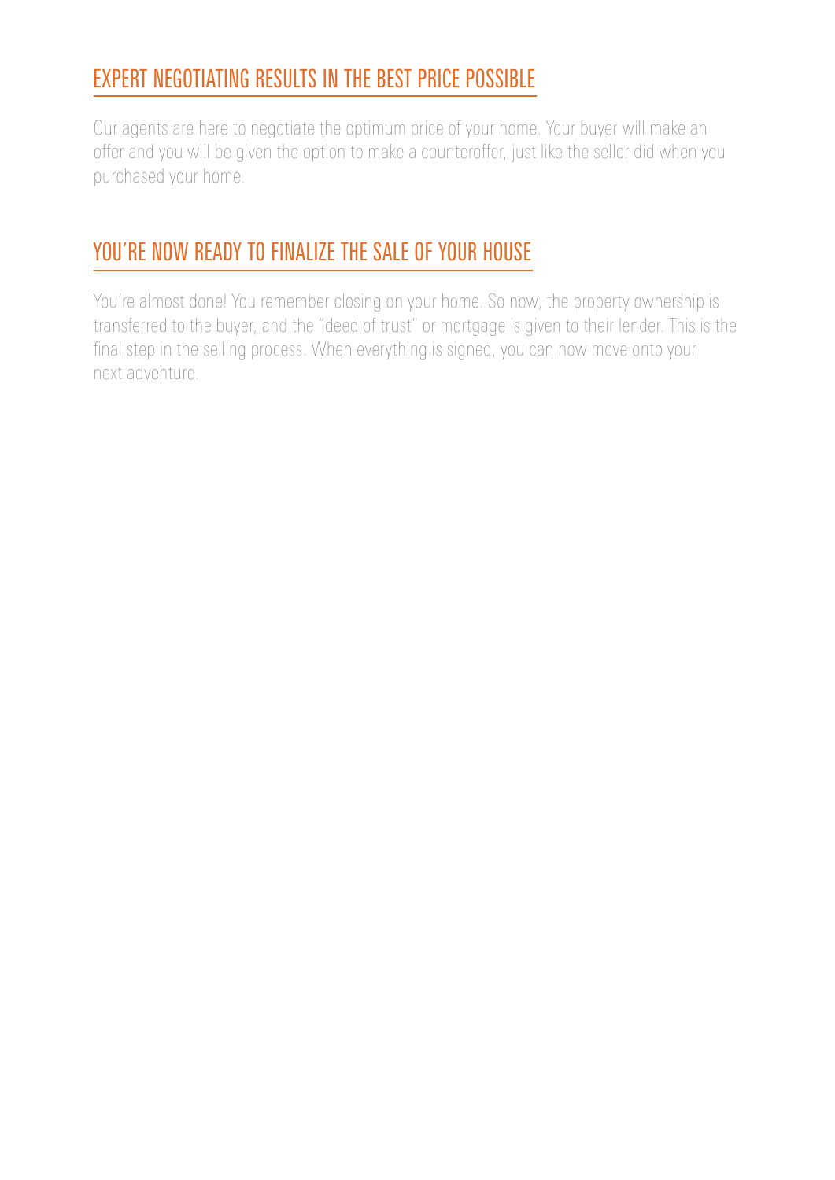## EXPERT NEGOTIATING RESULTS IN THE BEST PRICE POSSIBLE

Our agents are here to negotiate the optimum price of your home. Your buyer will make an offer and you will be given the option to make a counteroffer, just like the seller did when you purchased your home.

## YOU'RE NOW READY TO FINALIZE THE SALE OF YOUR HOUSE

You're almost done! You remember closing on your home. So now, the property ownership is transferred to the buyer, and the "deed of trust" or mortgage is given to their lender. This is the final step in the selling process. When everything is signed, you can now move onto your next adventure.